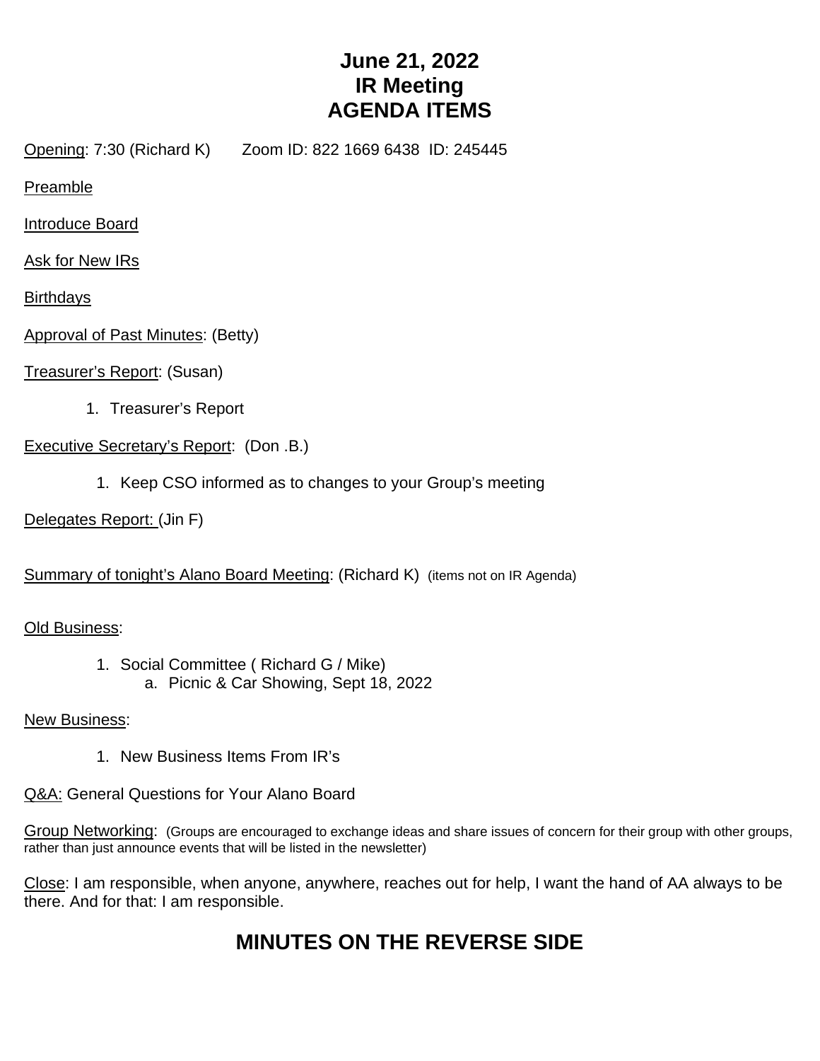# June 21, 2022
# IR Meeting
# AGENDA ITEMS

Opening: 7:30 (Richard K)  Zoom ID: 822 1669 6438 ID: 245445

Preamble

Introduce Board

Ask for New IRs

Birthdays

Approval of Past Minutes: (Betty)

Treasurer's Report: (Susan)

1. Treasurer's Report

Executive Secretary's Report: (Don .B.)

1. Keep CSO informed as to changes to your Group's meeting

Delegates Report: (Jin F)

Summary of tonight's Alano Board Meeting: (Richard K) (items not on IR Agenda)

Old Business:

1. Social Committee ( Richard G / Mike)
   a. Picnic & Car Showing, Sept 18, 2022

New Business:

1. New Business Items From IR's

Q&A: General Questions for Your Alano Board

Group Networking: (Groups are encouraged to exchange ideas and share issues of concern for their group with other groups, rather than just announce events that will be listed in the newsletter)

Close: I am responsible, when anyone, anywhere, reaches out for help, I want the hand of AA always to be there. And for that: I am responsible.

## MINUTES ON THE REVERSE SIDE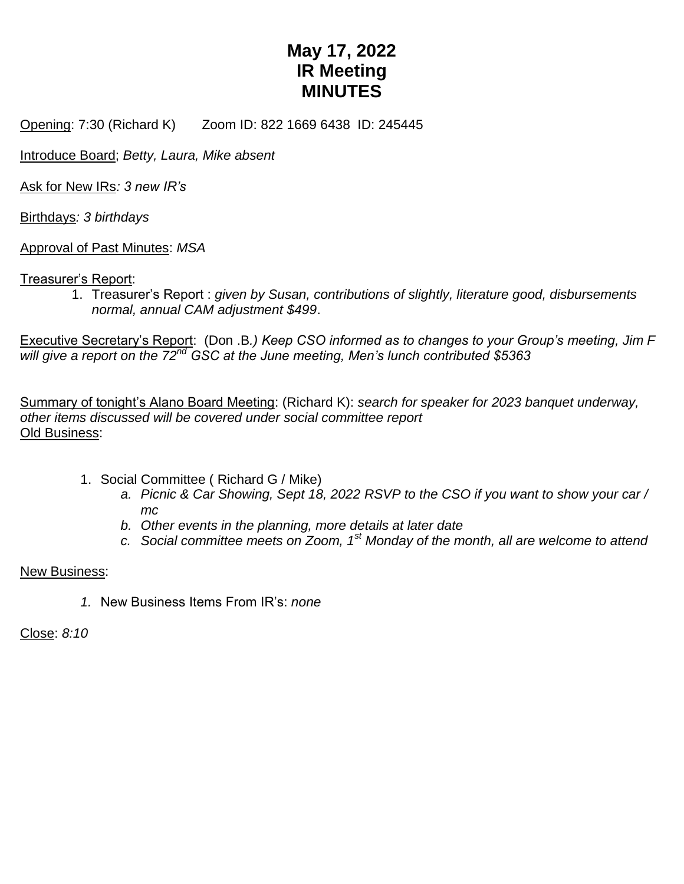# May 17, 2022
# IR Meeting
# MINUTES

<u>Opening</u>: 7:30 (Richard K)  Zoom ID: 822 1669 6438 ID: 245445

<u>Introduce Board</u>; *Betty, Laura, Mike absent*

<u>Ask for New IRs</u>*: 3 new IR's*

<u>Birthdays</u>*: 3 birthdays*

<u>Approval of Past Minutes</u>: *MSA*

<u>Treasurer's Report</u>:

1. Treasurer's Report : *given by Susan, contributions of slightly, literature good, disbursements normal, annual CAM adjustment $499*.

<u>Executive Secretary's Report</u>: (Don .B*.) Keep CSO informed as to changes to your Group's meeting, Jim F will give a report on the 72nd GSC at the June meeting, Men's lunch contributed $5363*

<u>Summary of tonight's Alano Board Meeting</u>: (Richard K): *search for speaker for 2023 banquet underway, other items discussed will be covered under social committee report*

<u>Old Business</u>:

1. Social Committee ( Richard G / Mike)
   a. *Picnic & Car Showing, Sept 18, 2022 RSVP to the CSO if you want to show your car / mc*
   b. *Other events in the planning, more details at later date*
   c. *Social committee meets on Zoom, 1st Monday of the month, all are welcome to attend*

<u>New Business</u>:

1. New Business Items From IR's: *none*

<u>Close</u>: *8:10*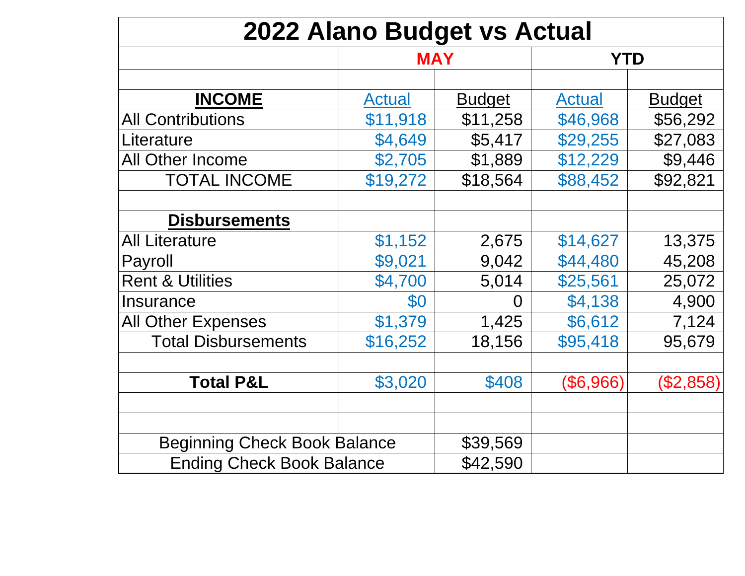# 2022 Alano Budget vs Actual

| | MAY | | YTD | |
|---|---|---|---|---|
| | | | | |
| **INCOME** | Actual | Budget | Actual | Budget |
| All Contributions | $11,918 | $11,258 | $46,968 | $56,292 |
| Literature | $4,649 | $5,417 | $29,255 | $27,083 |
| All Other Income | $2,705 | $1,889 | $12,229 | $9,446 |
| TOTAL INCOME | $19,272 | $18,564 | $88,452 | $92,821 |
| | | | | |
| **Disbursements** | | | | |
| All Literature | $1,152 | 2,675 | $14,627 | 13,375 |
| Payroll | $9,021 | 9,042 | $44,480 | 45,208 |
| Rent & Utilities | $4,700 | 5,014 | $25,561 | 25,072 |
| Insurance | $0 | 0 | $4,138 | 4,900 |
| All Other Expenses | $1,379 | 1,425 | $6,612 | 7,124 |
| Total Disbursements | $16,252 | 18,156 | $95,418 | 95,679 |
| | | | | |
| **Total P&L** | $3,020 | $408 | ($6,966) | ($2,858) |
| | | | | |
| | | | | |
| Beginning Check Book Balance | | $39,569 | | |
| Ending Check Book Balance | | $42,590 | | |